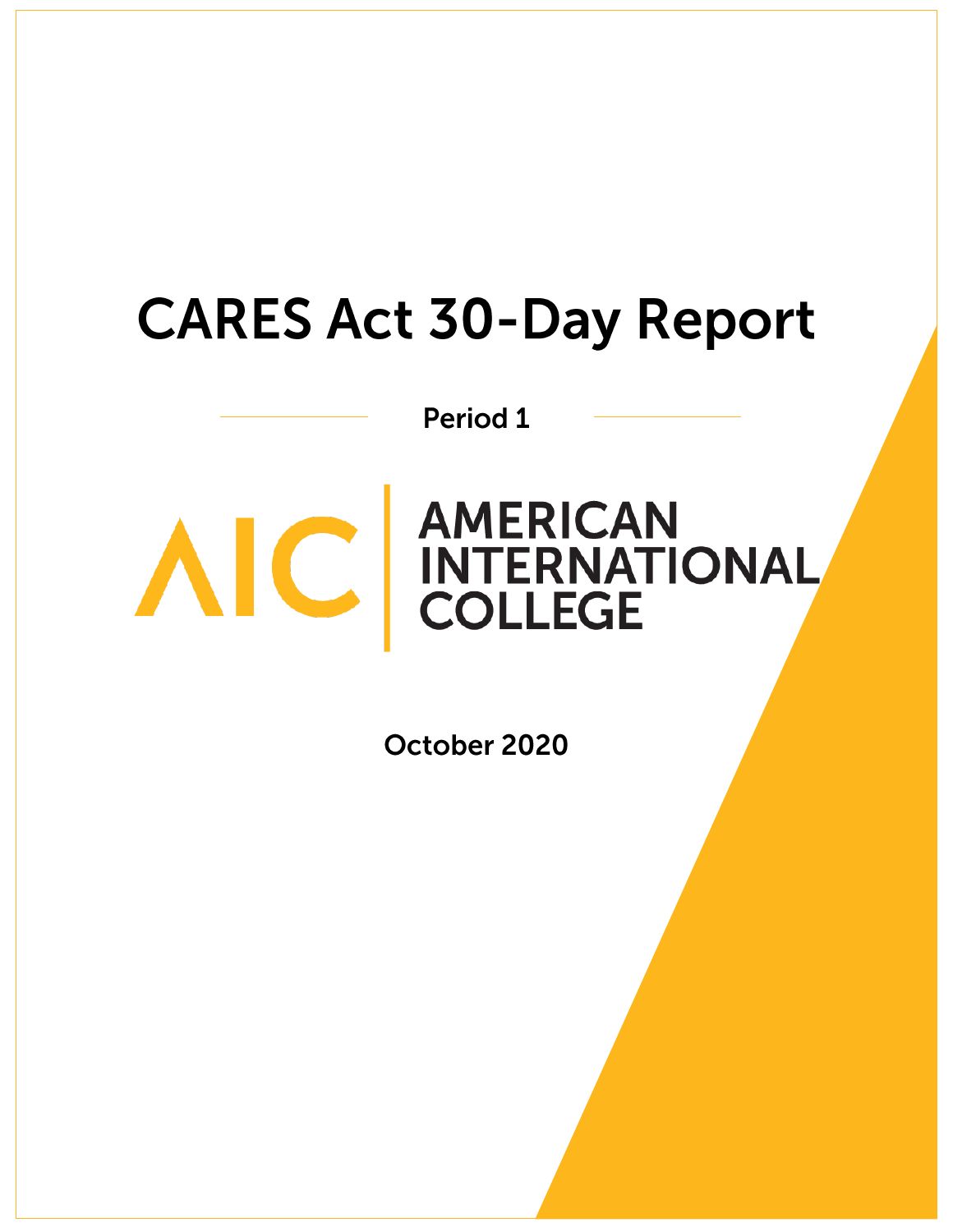# CARES Act 30-Day Report

Period 1

AIC | AMERICAN INTERNATIONAL COLLEGE

October 2020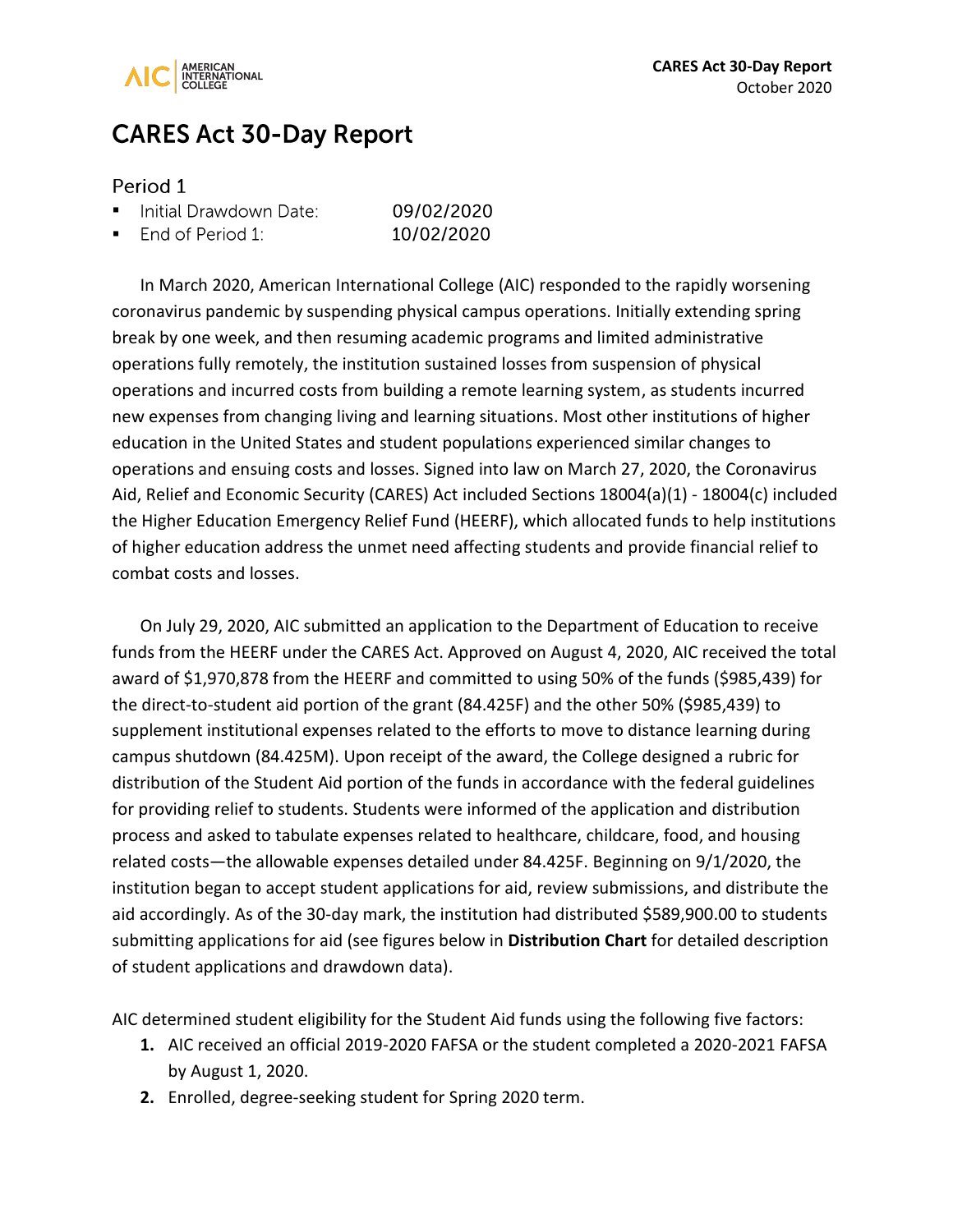# CARES Act 30-Day Report

## Period 1

- Initial Drawdown Date: 09/02/2020
- End of Period 1: 10/02/2020

In March 2020, American International College (AIC) responded to the rapidly worsening coronavirus pandemic by suspending physical campus operations. Initially extending spring break by one week, and then resuming academic programs and limited administrative operations fully remotely, the institution sustained losses from suspension of physical operations and incurred costs from building a remote learning system, as students incurred new expenses from changing living and learning situations. Most other institutions of higher education in the United States and student populations experienced similar changes to operations and ensuing costs and losses. Signed into law on March 27, 2020, the Coronavirus Aid, Relief and Economic Security (CARES) Act included Sections 18004(a)(1) - 18004(c) included the Higher Education Emergency Relief Fund (HEERF), which allocated funds to help institutions of higher education address the unmet need affecting students and provide financial relief to combat costs and losses.

On July 29, 2020, AIC submitted an application to the Department of Education to receive funds from the HEERF under the CARES Act. Approved on August 4, 2020, AIC received the total award of $1,970,878 from the HEERF and committed to using 50% of the funds ($985,439) for the direct-to-student aid portion of the grant (84.425F) and the other 50% ($985,439) to supplement institutional expenses related to the efforts to move to distance learning during campus shutdown (84.425M). Upon receipt of the award, the College designed a rubric for distribution of the Student Aid portion of the funds in accordance with the federal guidelines for providing relief to students. Students were informed of the application and distribution process and asked to tabulate expenses related to healthcare, childcare, food, and housing related costs—the allowable expenses detailed under 84.425F. Beginning on 9/1/2020, the institution began to accept student applications for aid, review submissions, and distribute the aid accordingly. As of the 30-day mark, the institution had distributed $589,900.00 to students submitting applications for aid (see figures below in **Distribution Chart** for detailed description of student applications and drawdown data).

AIC determined student eligibility for the Student Aid funds using the following five factors:

1. AIC received an official 2019-2020 FAFSA or the student completed a 2020-2021 FAFSA by August 1, 2020.
2. Enrolled, degree-seeking student for Spring 2020 term.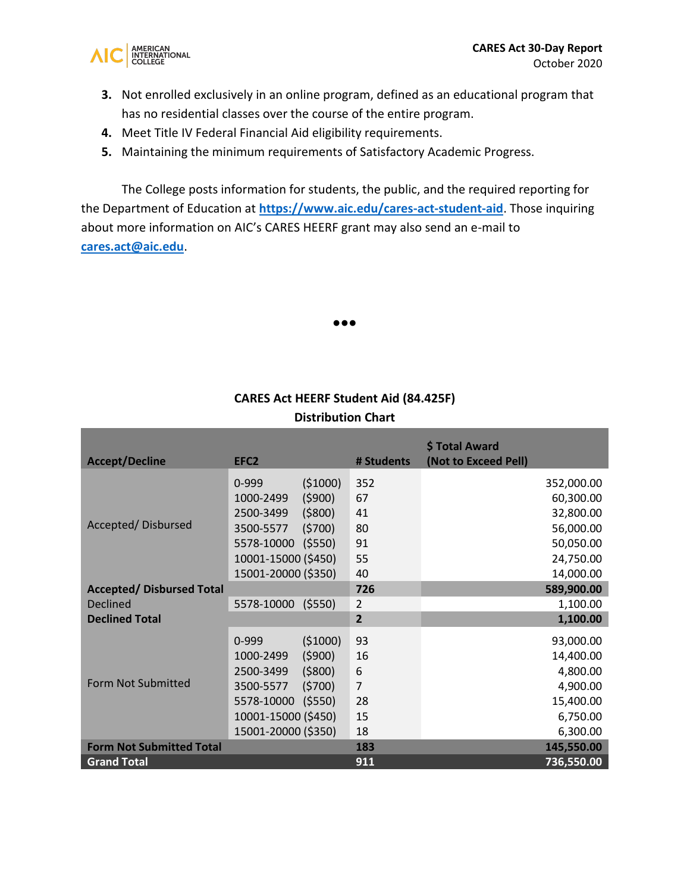3. Not enrolled exclusively in an online program, defined as an educational program that has no residential classes over the course of the entire program.
4. Meet Title IV Federal Financial Aid eligibility requirements.
5. Maintaining the minimum requirements of Satisfactory Academic Progress.

The College posts information for students, the public, and the required reporting for the Department of Education at **https://www.aic.edu/cares-act-student-aid**. Those inquiring about more information on AIC's CARES HEERF grant may also send an e-mail to **cares.act@aic.edu**.

•••

**CARES Act HEERF Student Aid (84.425F)**
**Distribution Chart**

| Accept/Decline | EFC2 | # Students | $ Total Award (Not to Exceed Pell) |
|---|---|---|---|
| Accepted/ Disbursed | 0-999 ($1000) | 352 | 352,000.00 |
| | 1000-2499 ($900) | 67 | 60,300.00 |
| | 2500-3499 ($800) | 41 | 32,800.00 |
| | 3500-5577 ($700) | 80 | 56,000.00 |
| | 5578-10000 ($550) | 91 | 50,050.00 |
| | 10001-15000 ($450) | 55 | 24,750.00 |
| | 15001-20000 ($350) | 40 | 14,000.00 |
| **Accepted/ Disbursed Total** | | **726** | **589,900.00** |
| Declined | 5578-10000 ($550) | 2 | 1,100.00 |
| **Declined Total** | | **2** | **1,100.00** |
| Form Not Submitted | 0-999 ($1000) | 93 | 93,000.00 |
| | 1000-2499 ($900) | 16 | 14,400.00 |
| | 2500-3499 ($800) | 6 | 4,800.00 |
| | 3500-5577 ($700) | 7 | 4,900.00 |
| | 5578-10000 ($550) | 28 | 15,400.00 |
| | 10001-15000 ($450) | 15 | 6,750.00 |
| | 15001-20000 ($350) | 18 | 6,300.00 |
| **Form Not Submitted Total** | | **183** | **145,550.00** |
| **Grand Total** | | **911** | **736,550.00** |